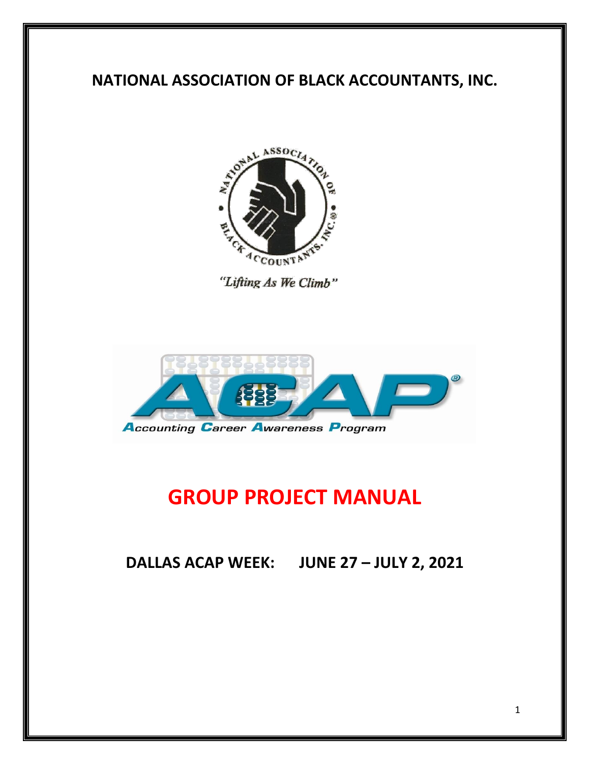# NATIONAL ASSOCIATION OF BLACK ACCOUNTANTS, INC.

*"Lifting As We Climb"*

Accounting Career Awareness Program

# GROUP PROJECT MANUAL

## DALLAS ACAP WEEK: JUNE 27 – JULY 2, 2021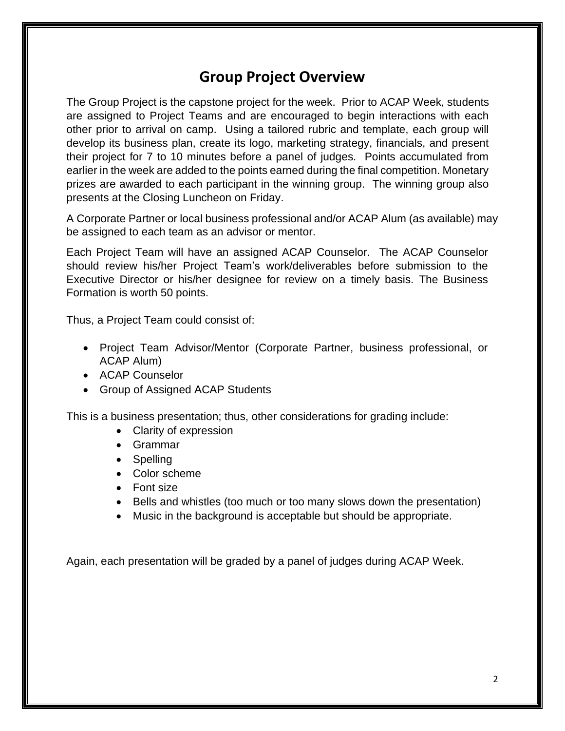## Group Project Overview

The Group Project is the capstone project for the week. Prior to ACAP Week, students are assigned to Project Teams and are encouraged to begin interactions with each other prior to arrival on camp. Using a tailored rubric and template, each group will develop its business plan, create its logo, marketing strategy, financials, and present their project for 7 to 10 minutes before a panel of judges. Points accumulated from earlier in the week are added to the points earned during the final competition. Monetary prizes are awarded to each participant in the winning group. The winning group also presents at the Closing Luncheon on Friday.

A Corporate Partner or local business professional and/or ACAP Alum (as available) may be assigned to each team as an advisor or mentor.

Each Project Team will have an assigned ACAP Counselor. The ACAP Counselor should review his/her Project Team's work/deliverables before submission to the Executive Director or his/her designee for review on a timely basis. The Business Formation is worth 50 points.

Thus, a Project Team could consist of:

- Project Team Advisor/Mentor (Corporate Partner, business professional, or ACAP Alum)
- ACAP Counselor
- Group of Assigned ACAP Students

This is a business presentation; thus, other considerations for grading include:

- Clarity of expression
- Grammar
- Spelling
- Color scheme
- Font size
- Bells and whistles (too much or too many slows down the presentation)
- Music in the background is acceptable but should be appropriate.

Again, each presentation will be graded by a panel of judges during ACAP Week.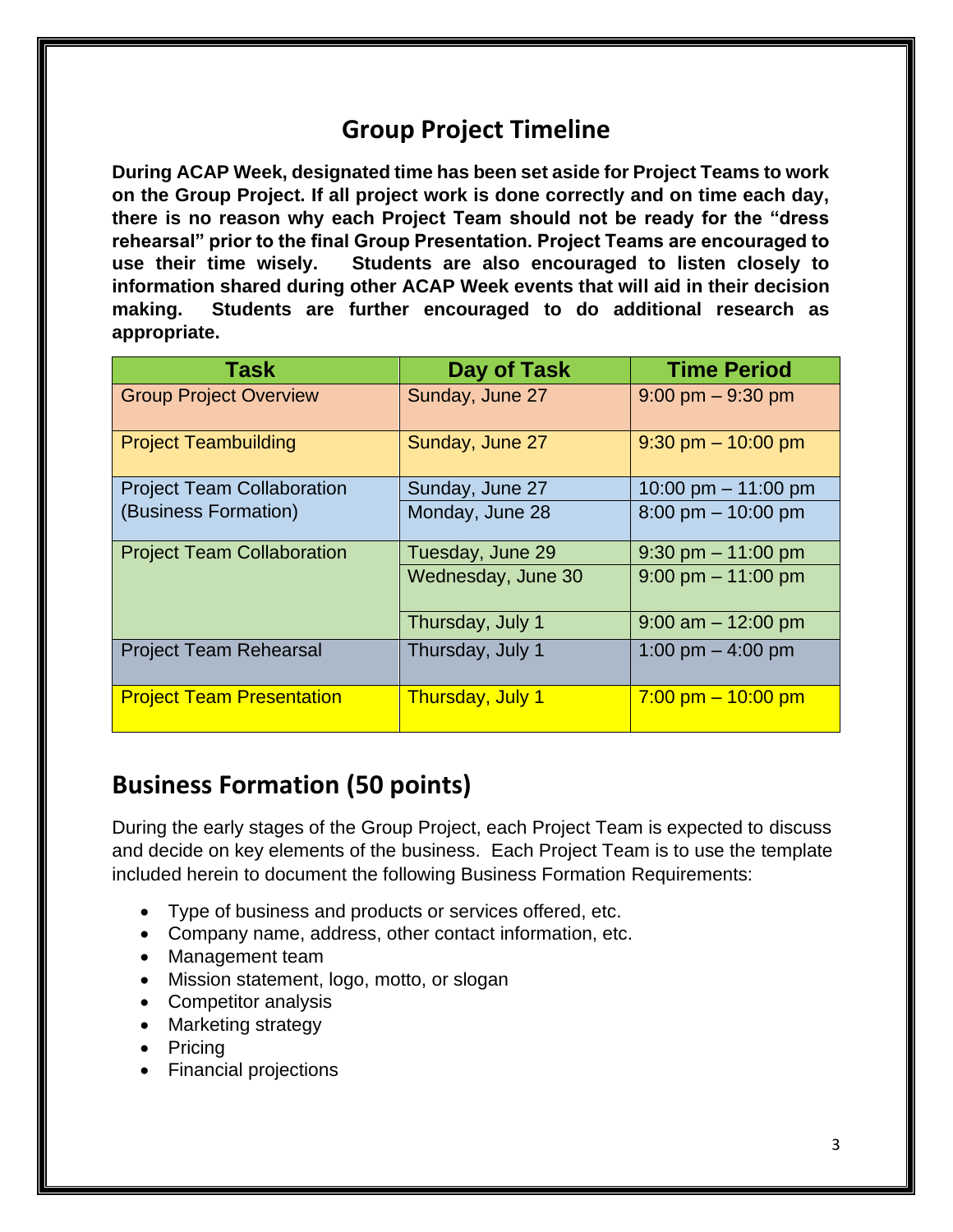## Group Project Timeline

**During ACAP Week, designated time has been set aside for Project Teams to work on the Group Project. If all project work is done correctly and on time each day, there is no reason why each Project Team should not be ready for the "dress rehearsal" prior to the final Group Presentation. Project Teams are encouraged to use their time wisely. Students are also encouraged to listen closely to information shared during other ACAP Week events that will aid in their decision making. Students are further encouraged to do additional research as appropriate.**

| Task | Day of Task | Time Period |
|---|---|---|
| Group Project Overview | Sunday, June 27 | 9:00 pm – 9:30 pm |
| Project Teambuilding | Sunday, June 27 | 9:30 pm – 10:00 pm |
| Project Team Collaboration (Business Formation) | Sunday, June 27 | 10:00 pm – 11:00 pm |
| | Monday, June 28 | 8:00 pm – 10:00 pm |
| Project Team Collaboration | Tuesday, June 29 | 9:30 pm – 11:00 pm |
| | Wednesday, June 30 | 9:00 pm – 11:00 pm |
| | Thursday, July 1 | 9:00 am – 12:00 pm |
| Project Team Rehearsal | Thursday, July 1 | 1:00 pm – 4:00 pm |
| Project Team Presentation | Thursday, July 1 | 7:00 pm – 10:00 pm |

## Business Formation (50 points)

During the early stages of the Group Project, each Project Team is expected to discuss and decide on key elements of the business. Each Project Team is to use the template included herein to document the following Business Formation Requirements:

- Type of business and products or services offered, etc.
- Company name, address, other contact information, etc.
- Management team
- Mission statement, logo, motto, or slogan
- Competitor analysis
- Marketing strategy
- Pricing
- Financial projections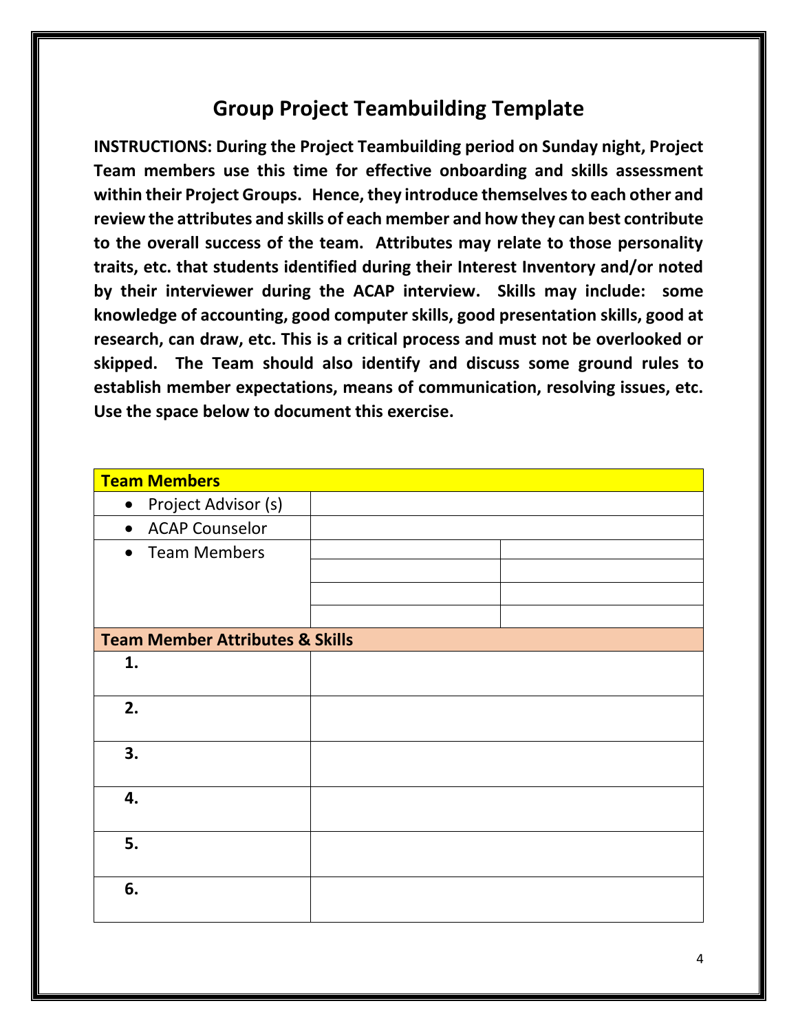# Group Project Teambuilding Template

**INSTRUCTIONS: During the Project Teambuilding period on Sunday night, Project Team members use this time for effective onboarding and skills assessment within their Project Groups. Hence, they introduce themselves to each other and review the attributes and skills of each member and how they can best contribute to the overall success of the team. Attributes may relate to those personality traits, etc. that students identified during their Interest Inventory and/or noted by their interviewer during the ACAP interview. Skills may include: some knowledge of accounting, good computer skills, good presentation skills, good at research, can draw, etc. This is a critical process and must not be overlooked or skipped. The Team should also identify and discuss some ground rules to establish member expectations, means of communication, resolving issues, etc. Use the space below to document this exercise.**

| **Team Members** | | |
|---|---|---|
| • Project Advisor (s) | | |
| • ACAP Counselor | | |
| • Team Members | | |
| | | |
| | | |
| | | |
| **Team Member Attributes & Skills** | | |
| **1.** | | |
| **2.** | | |
| **3.** | | |
| **4.** | | |
| **5.** | | |
| **6.** | | |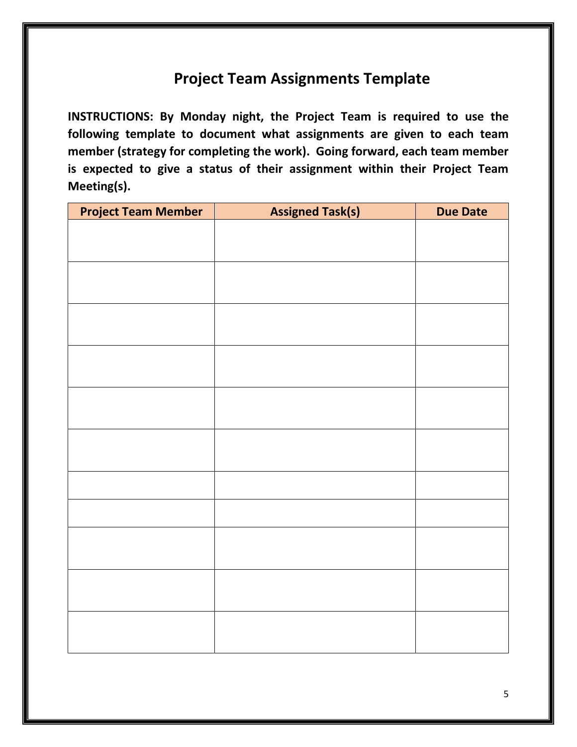# Project Team Assignments Template

**INSTRUCTIONS: By Monday night, the Project Team is required to use the following template to document what assignments are given to each team member (strategy for completing the work). Going forward, each team member is expected to give a status of their assignment within their Project Team Meeting(s).**

| Project Team Member | Assigned Task(s) | Due Date |
| --- | --- | --- |
| | | |
| | | |
| | | |
| | | |
| | | |
| | | |
| | | |
| | | |
| | | |
| | | |
| | | |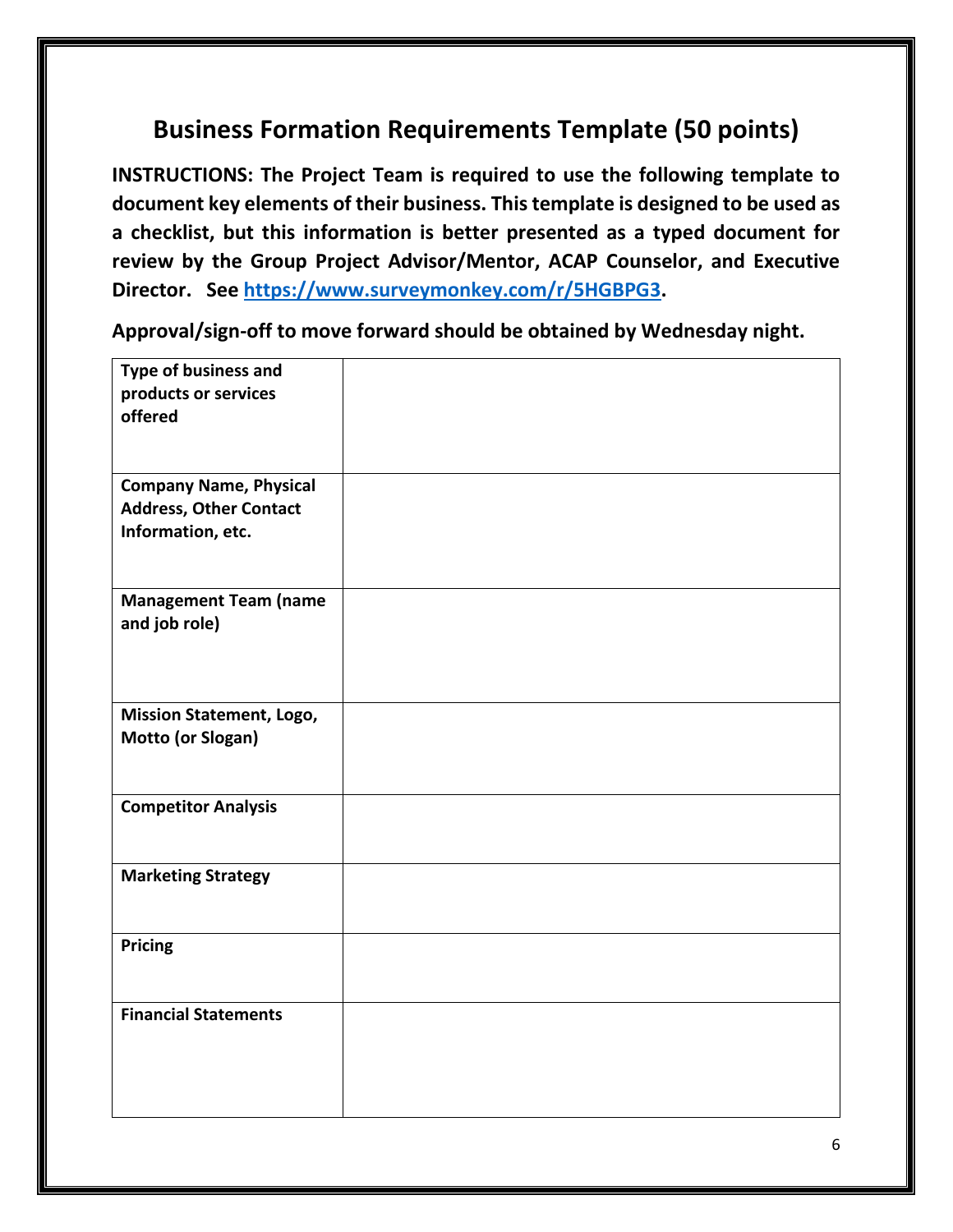# Business Formation Requirements Template (50 points)

**INSTRUCTIONS: The Project Team is required to use the following template to document key elements of their business. This template is designed to be used as a checklist, but this information is better presented as a typed document for review by the Group Project Advisor/Mentor, ACAP Counselor, and Executive Director. See [https://www.surveymonkey.com/r/5HGBPG3](https://www.surveymonkey.com/r/5HGBPG3).**

**Approval/sign-off to move forward should be obtained by Wednesday night.**

| | |
|---|---|
| **Type of business and products or services offered** | |
| **Company Name, Physical Address, Other Contact Information, etc.** | |
| **Management Team (name and job role)** | |
| **Mission Statement, Logo, Motto (or Slogan)** | |
| **Competitor Analysis** | |
| **Marketing Strategy** | |
| **Pricing** | |
| **Financial Statements** | |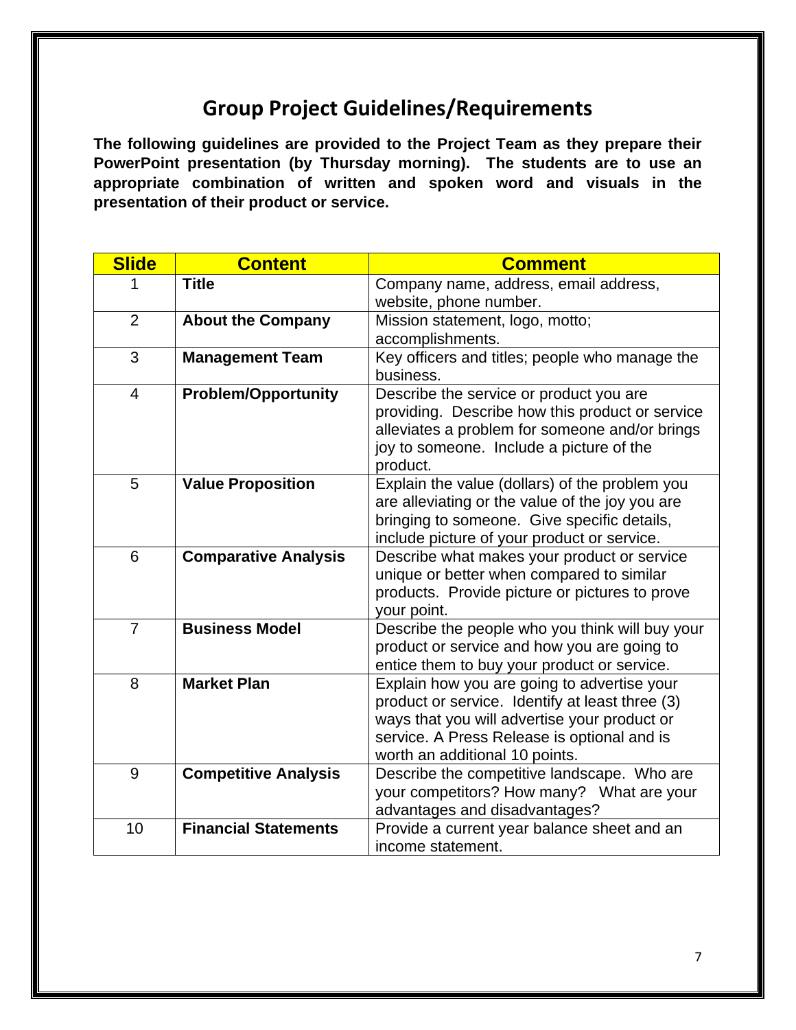## Group Project Guidelines/Requirements

**The following guidelines are provided to the Project Team as they prepare their PowerPoint presentation (by Thursday morning). The students are to use an appropriate combination of written and spoken word and visuals in the presentation of their product or service.**

| Slide | Content | Comment |
|---|---|---|
| 1 | **Title** | Company name, address, email address, website, phone number. |
| 2 | **About the Company** | Mission statement, logo, motto; accomplishments. |
| 3 | **Management Team** | Key officers and titles; people who manage the business. |
| 4 | **Problem/Opportunity** | Describe the service or product you are providing. Describe how this product or service alleviates a problem for someone and/or brings joy to someone. Include a picture of the product. |
| 5 | **Value Proposition** | Explain the value (dollars) of the problem you are alleviating or the value of the joy you are bringing to someone. Give specific details, include picture of your product or service. |
| 6 | **Comparative Analysis** | Describe what makes your product or service unique or better when compared to similar products. Provide picture or pictures to prove your point. |
| 7 | **Business Model** | Describe the people who you think will buy your product or service and how you are going to entice them to buy your product or service. |
| 8 | **Market Plan** | Explain how you are going to advertise your product or service. Identify at least three (3) ways that you will advertise your product or service. A Press Release is optional and is worth an additional 10 points. |
| 9 | **Competitive Analysis** | Describe the competitive landscape. Who are your competitors? How many? What are your advantages and disadvantages? |
| 10 | **Financial Statements** | Provide a current year balance sheet and an income statement. |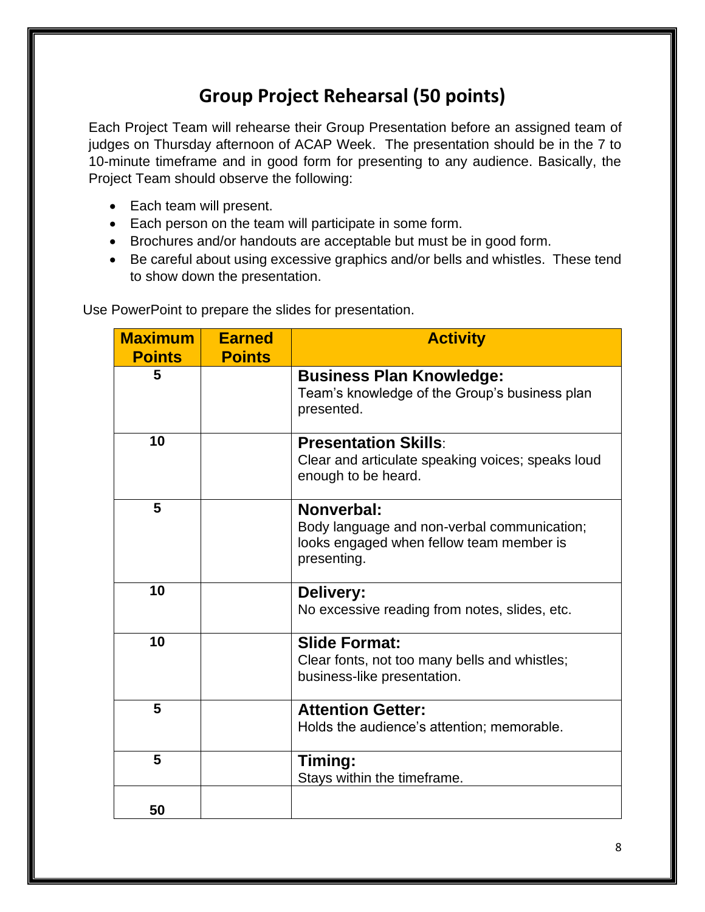# Group Project Rehearsal (50 points)

Each Project Team will rehearse their Group Presentation before an assigned team of judges on Thursday afternoon of ACAP Week. The presentation should be in the 7 to 10-minute timeframe and in good form for presenting to any audience. Basically, the Project Team should observe the following:

- Each team will present.
- Each person on the team will participate in some form.
- Brochures and/or handouts are acceptable but must be in good form.
- Be careful about using excessive graphics and/or bells and whistles. These tend to show down the presentation.

Use PowerPoint to prepare the slides for presentation.

| Maximum Points | Earned Points | Activity |
|---|---|---|
| 5 | | **Business Plan Knowledge:** Team's knowledge of the Group's business plan presented. |
| 10 | | **Presentation Skills**: Clear and articulate speaking voices; speaks loud enough to be heard. |
| 5 | | **Nonverbal:** Body language and non-verbal communication; looks engaged when fellow team member is presenting. |
| 10 | | **Delivery:** No excessive reading from notes, slides, etc. |
| 10 | | **Slide Format:** Clear fonts, not too many bells and whistles; business-like presentation. |
| 5 | | **Attention Getter:** Holds the audience's attention; memorable. |
| 5 | | **Timing:** Stays within the timeframe. |
| 50 | | |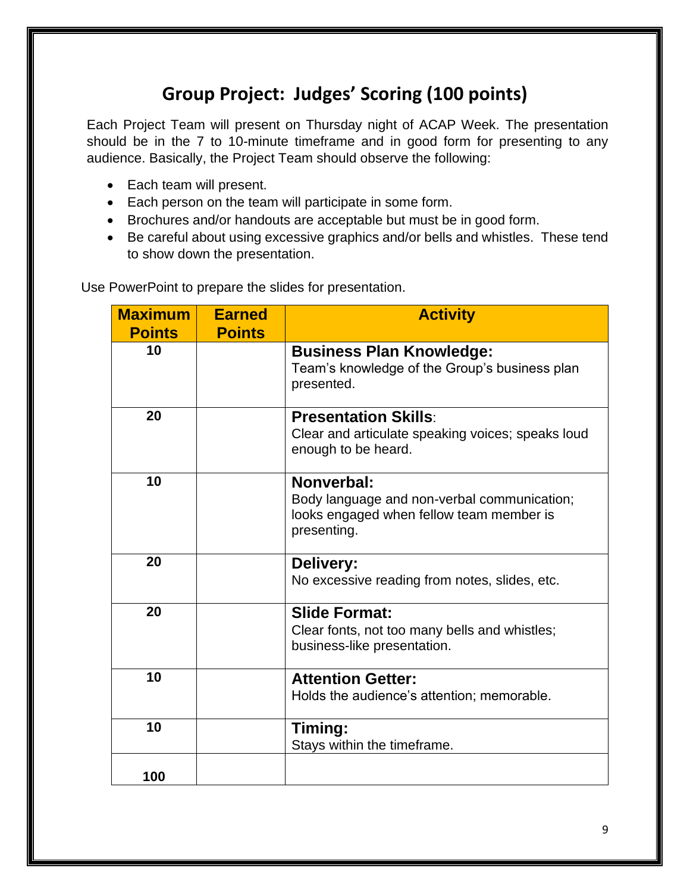# Group Project: Judges' Scoring (100 points)

Each Project Team will present on Thursday night of ACAP Week. The presentation should be in the 7 to 10-minute timeframe and in good form for presenting to any audience. Basically, the Project Team should observe the following:

- Each team will present.
- Each person on the team will participate in some form.
- Brochures and/or handouts are acceptable but must be in good form.
- Be careful about using excessive graphics and/or bells and whistles. These tend to show down the presentation.

Use PowerPoint to prepare the slides for presentation.

| Maximum Points | Earned Points | Activity |
|---|---|---|
| 10 | | **Business Plan Knowledge:** Team's knowledge of the Group's business plan presented. |
| 20 | | **Presentation Skills**: Clear and articulate speaking voices; speaks loud enough to be heard. |
| 10 | | **Nonverbal:** Body language and non-verbal communication; looks engaged when fellow team member is presenting. |
| 20 | | **Delivery:** No excessive reading from notes, slides, etc. |
| 20 | | **Slide Format:** Clear fonts, not too many bells and whistles; business-like presentation. |
| 10 | | **Attention Getter:** Holds the audience's attention; memorable. |
| 10 | | **Timing:** Stays within the timeframe. |
| 100 | | |